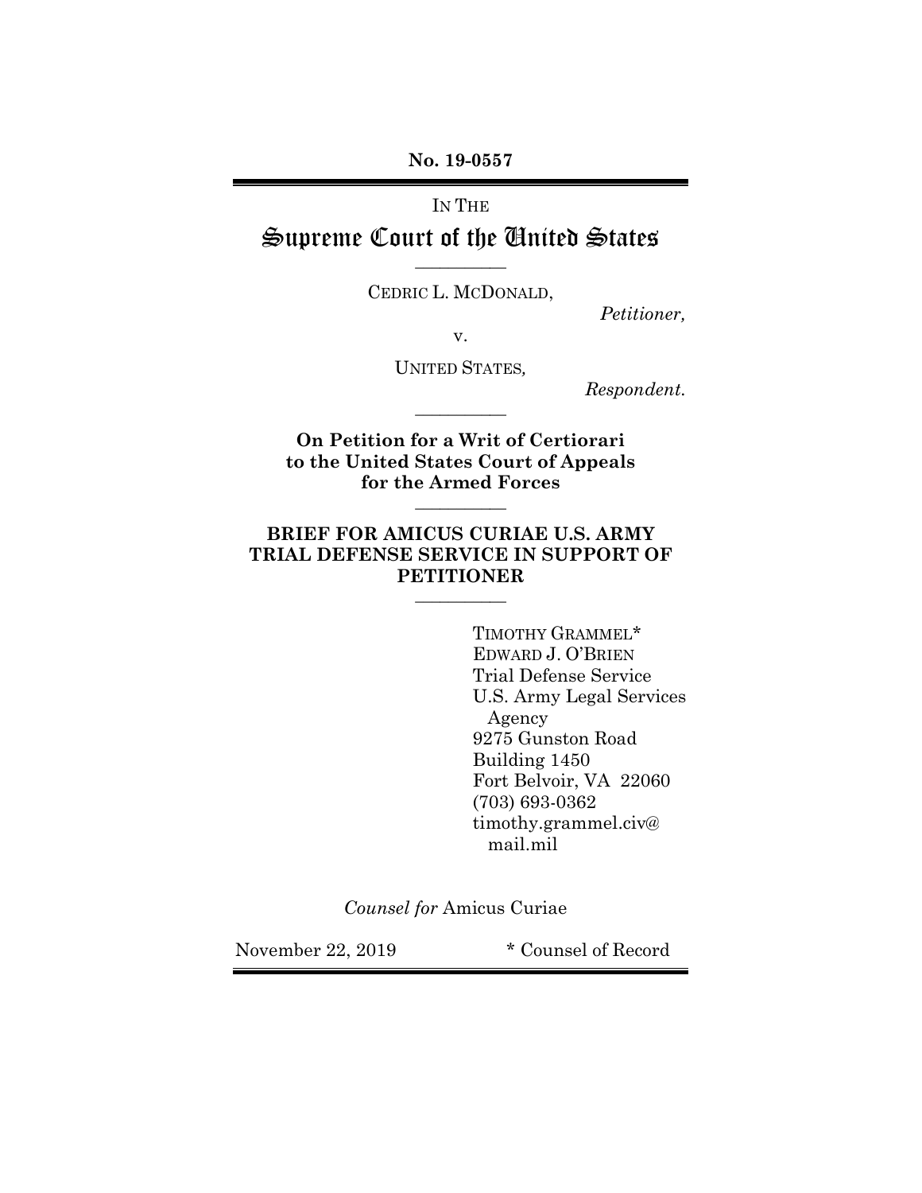**No. 19-0557**

IN THE

# Supreme Court of the United States

\_\_\_\_\_\_\_\_\_\_

CEDRIC L. MCDONALD,

*Petitioner,*

v.

UNITED STATES,

*Respondent.*

\_\_\_\_\_\_\_\_\_\_

**On Petition for a Writ of Certiorari to the United States Court of Appeals for the Armed Forces**

\_\_\_\_\_\_\_\_\_\_

**BRIEF FOR AMICUS CURIAE U.S. ARMY TRIAL DEFENSE SERVICE IN SUPPORT OF PETITIONER**

\_\_\_\_\_\_\_\_\_\_

TIMOTHY GRAMMEL*
EDWARD J. O'BRIEN
Trial Defense Service
U.S. Army Legal Services Agency
9275 Gunston Road
Building 1450
Fort Belvoir, VA 22060
(703) 693-0362
timothy.grammel.civ@mail.mil

*Counsel for* Amicus Curiae

November 22, 2019

\* Counsel of Record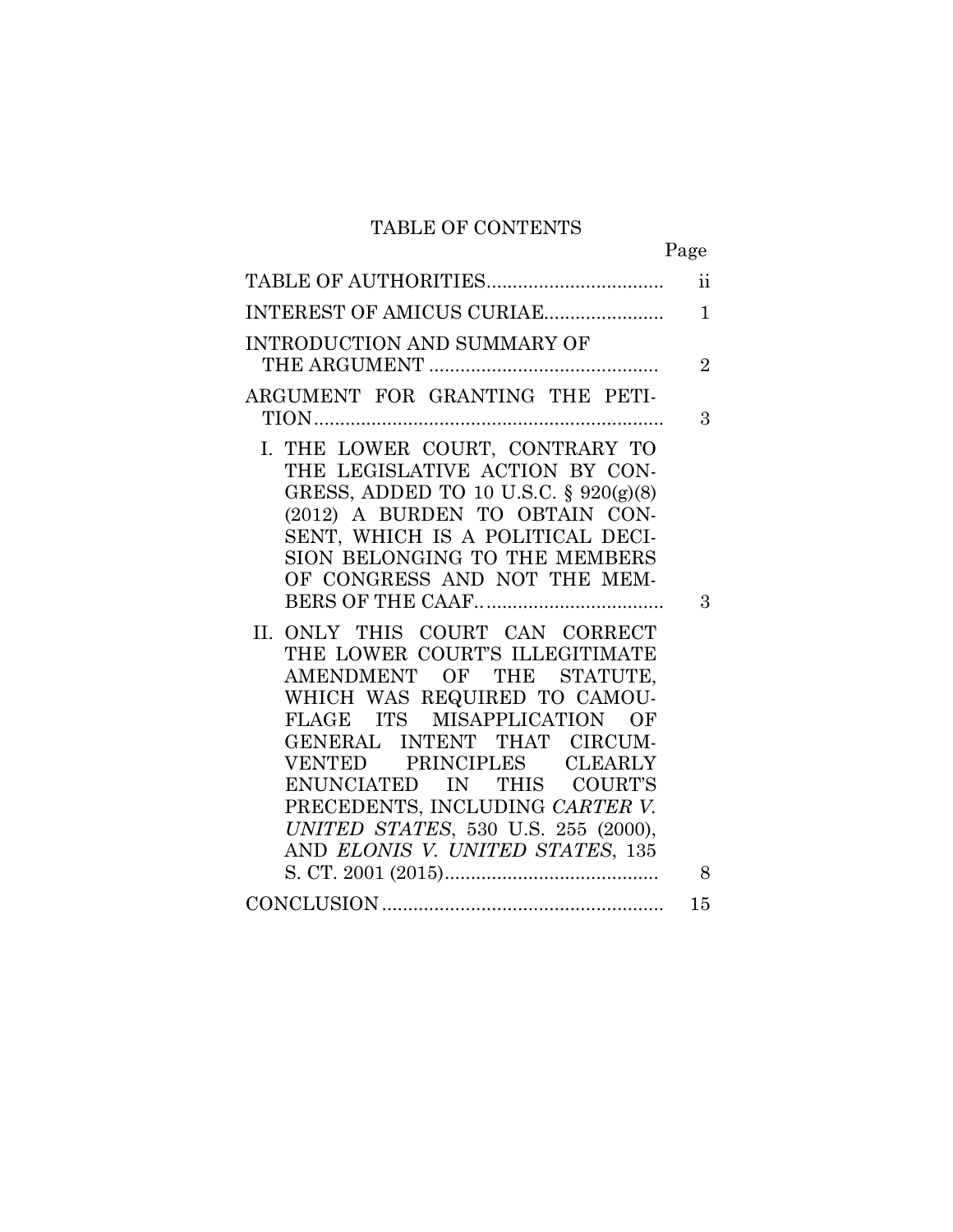# TABLE OF CONTENTS

| | Page |
|---|---|
| TABLE OF AUTHORITIES | ii |
| INTEREST OF AMICUS CURIAE | 1 |
| INTRODUCTION AND SUMMARY OF THE ARGUMENT | 2 |
| ARGUMENT FOR GRANTING THE PETITION | 3 |
| I. THE LOWER COURT, CONTRARY TO THE LEGISLATIVE ACTION BY CONGRESS, ADDED TO 10 U.S.C. § 920(g)(8) (2012) A BURDEN TO OBTAIN CONSENT, WHICH IS A POLITICAL DECISION BELONGING TO THE MEMBERS OF CONGRESS AND NOT THE MEMBERS OF THE CAAF | 3 |
| II. ONLY THIS COURT CAN CORRECT THE LOWER COURT'S ILLEGITIMATE AMENDMENT OF THE STATUTE, WHICH WAS REQUIRED TO CAMOUFLAGE ITS MISAPPLICATION OF GENERAL INTENT THAT CIRCUMVENTED PRINCIPLES CLEARLY ENUNCIATED IN THIS COURT'S PRECEDENTS, INCLUDING *CARTER V. UNITED STATES*, 530 U.S. 255 (2000), AND *ELONIS V. UNITED STATES*, 135 S. CT. 2001 (2015) | 8 |
| CONCLUSION | 15 |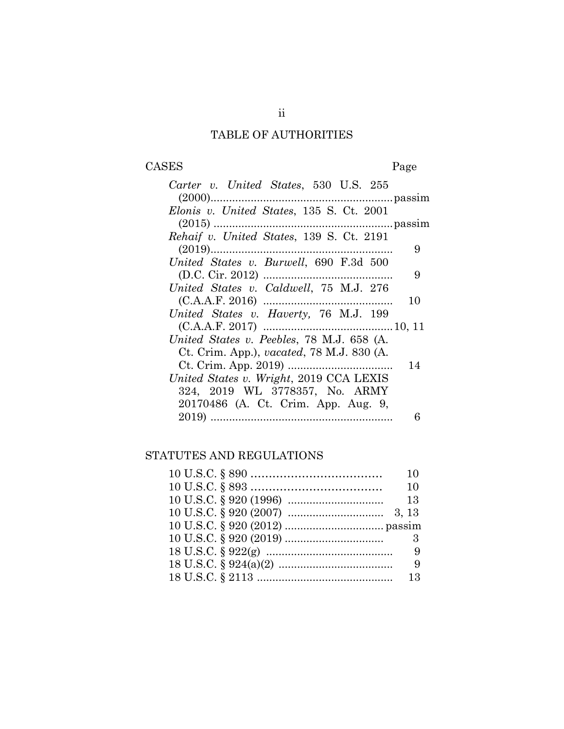# TABLE OF AUTHORITIES

| CASES | Page |
|---|---|
| *Carter v. United States*, 530 U.S. 255 (2000) | passim |
| *Elonis v. United States*, 135 S. Ct. 2001 (2015) | passim |
| *Rehaif v. United States*, 139 S. Ct. 2191 (2019) | 9 |
| *United States v. Burwell*, 690 F.3d 500 (D.C. Cir. 2012) | 9 |
| *United States v. Caldwell*, 75 M.J. 276 (C.A.A.F. 2016) | 10 |
| *United States v. Haverty,* 76 M.J. 199 (C.A.A.F. 2017) | 10, 11 |
| *United States v. Peebles*, 78 M.J. 658 (A. Ct. Crim. App.), *vacated*, 78 M.J. 830 (A. Ct. Crim. App. 2019) | 14 |
| *United States v. Wright*, 2019 CCA LEXIS 324, 2019 WL 3778357, No. ARMY 20170486 (A. Ct. Crim. App. Aug. 9, 2019) | 6 |

| STATUTES AND REGULATIONS | |
|---|---|
| 10 U.S.C. § 890 | 10 |
| 10 U.S.C. § 893 | 10 |
| 10 U.S.C. § 920 (1996) | 13 |
| 10 U.S.C. § 920 (2007) | 3, 13 |
| 10 U.S.C. § 920 (2012) | passim |
| 10 U.S.C. § 920 (2019) | 3 |
| 18 U.S.C. § 922(g) | 9 |
| 18 U.S.C. § 924(a)(2) | 9 |
| 18 U.S.C. § 2113 | 13 |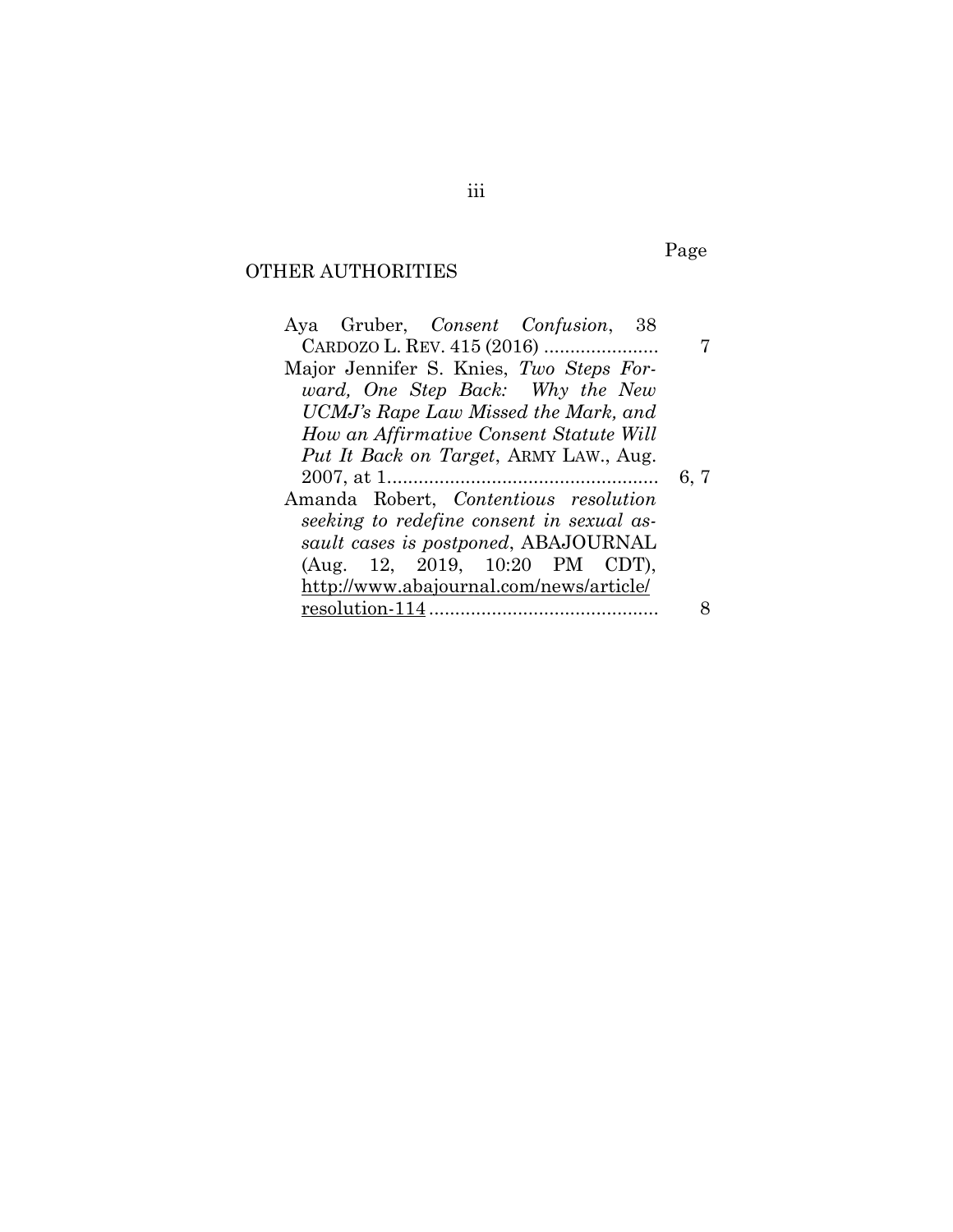Page

OTHER AUTHORITIES

Aya Gruber, *Consent Confusion*, 38 CARDOZO L. REV. 415 (2016) ...................... 7

Major Jennifer S. Knies, *Two Steps Forward, One Step Back: Why the New UCMJ's Rape Law Missed the Mark, and How an Affirmative Consent Statute Will Put It Back on Target*, ARMY LAW., Aug. 2007, at 1.................................................... 6, 7

Amanda Robert, *Contentious resolution seeking to redefine consent in sexual assault cases is postponed*, ABAJOURNAL (Aug. 12, 2019, 10:20 PM CDT), http://www.abajournal.com/news/article/resolution-114 ............................................ 8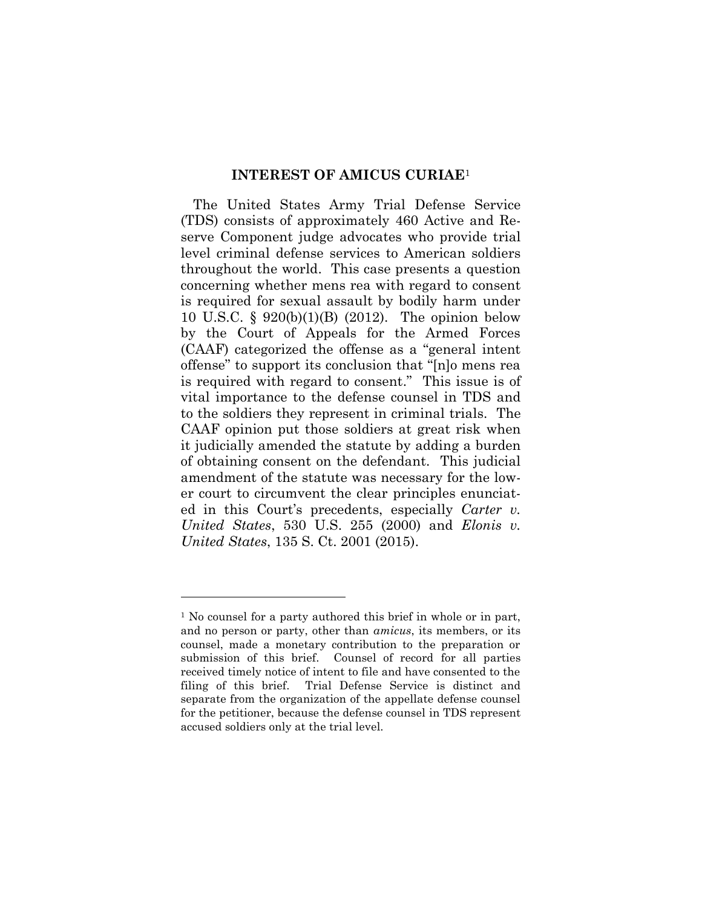## INTEREST OF AMICUS CURIAE[1]

The United States Army Trial Defense Service (TDS) consists of approximately 460 Active and Reserve Component judge advocates who provide trial level criminal defense services to American soldiers throughout the world. This case presents a question concerning whether mens rea with regard to consent is required for sexual assault by bodily harm under 10 U.S.C. § 920(b)(1)(B) (2012). The opinion below by the Court of Appeals for the Armed Forces (CAAF) categorized the offense as a "general intent offense" to support its conclusion that "[n]o mens rea is required with regard to consent." This issue is of vital importance to the defense counsel in TDS and to the soldiers they represent in criminal trials. The CAAF opinion put those soldiers at great risk when it judicially amended the statute by adding a burden of obtaining consent on the defendant. This judicial amendment of the statute was necessary for the lower court to circumvent the clear principles enunciated in this Court's precedents, especially *Carter v. United States*, 530 U.S. 255 (2000) and *Elonis v. United States*, 135 S. Ct. 2001 (2015).

---

[1] No counsel for a party authored this brief in whole or in part, and no person or party, other than *amicus*, its members, or its counsel, made a monetary contribution to the preparation or submission of this brief. Counsel of record for all parties received timely notice of intent to file and have consented to the filing of this brief. Trial Defense Service is distinct and separate from the organization of the appellate defense counsel for the petitioner, because the defense counsel in TDS represent accused soldiers only at the trial level.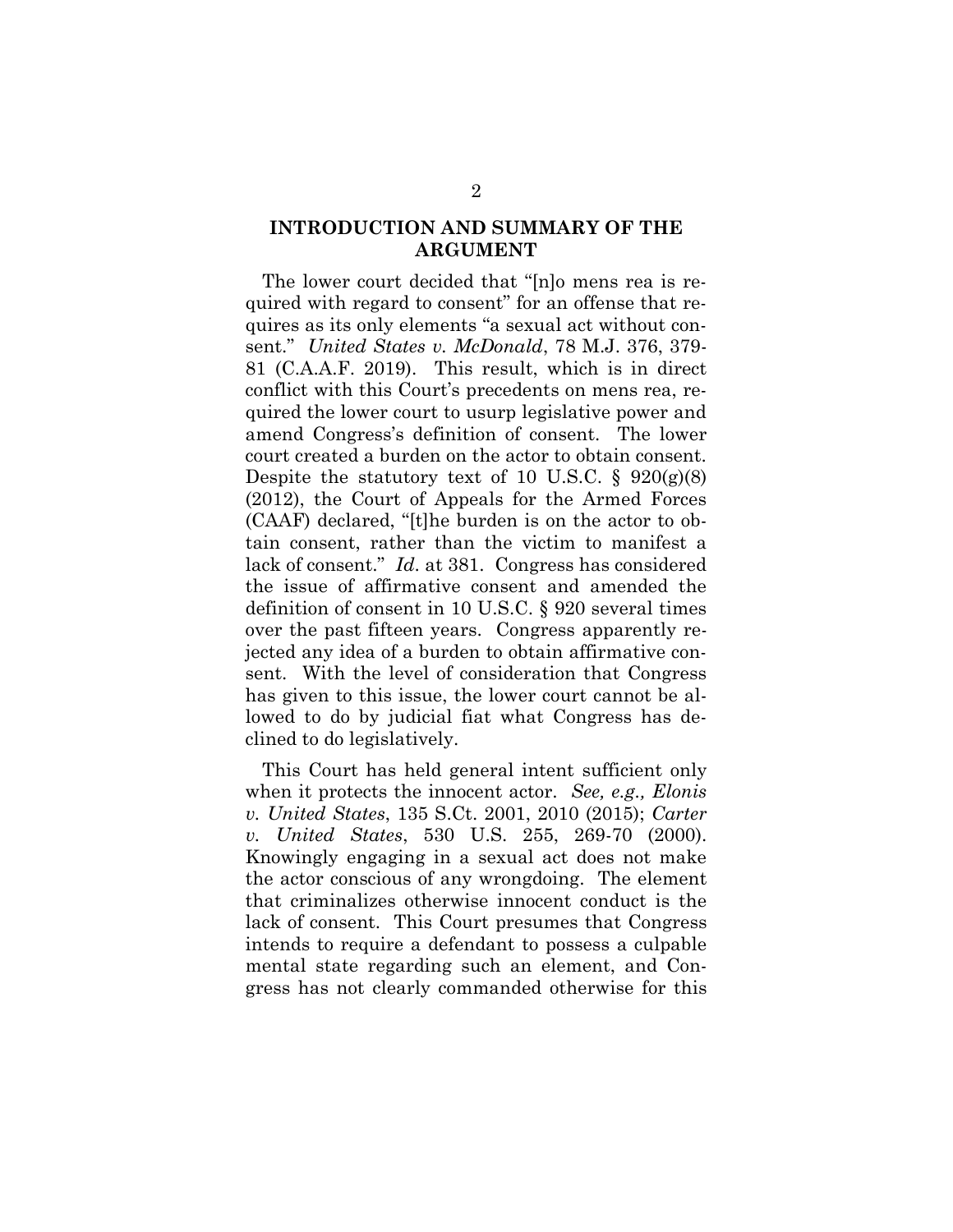## INTRODUCTION AND SUMMARY OF THE ARGUMENT

The lower court decided that "[n]o mens rea is required with regard to consent" for an offense that requires as its only elements "a sexual act without consent." *United States v. McDonald*, 78 M.J. 376, 379-81 (C.A.A.F. 2019). This result, which is in direct conflict with this Court's precedents on mens rea, required the lower court to usurp legislative power and amend Congress's definition of consent. The lower court created a burden on the actor to obtain consent. Despite the statutory text of 10 U.S.C. § 920(g)(8) (2012), the Court of Appeals for the Armed Forces (CAAF) declared, "[t]he burden is on the actor to obtain consent, rather than the victim to manifest a lack of consent." *Id*. at 381. Congress has considered the issue of affirmative consent and amended the definition of consent in 10 U.S.C. § 920 several times over the past fifteen years. Congress apparently rejected any idea of a burden to obtain affirmative consent. With the level of consideration that Congress has given to this issue, the lower court cannot be allowed to do by judicial fiat what Congress has declined to do legislatively.

This Court has held general intent sufficient only when it protects the innocent actor. *See, e.g., Elonis v. United States*, 135 S.Ct. 2001, 2010 (2015); *Carter v. United States*, 530 U.S. 255, 269-70 (2000). Knowingly engaging in a sexual act does not make the actor conscious of any wrongdoing. The element that criminalizes otherwise innocent conduct is the lack of consent. This Court presumes that Congress intends to require a defendant to possess a culpable mental state regarding such an element, and Congress has not clearly commanded otherwise for this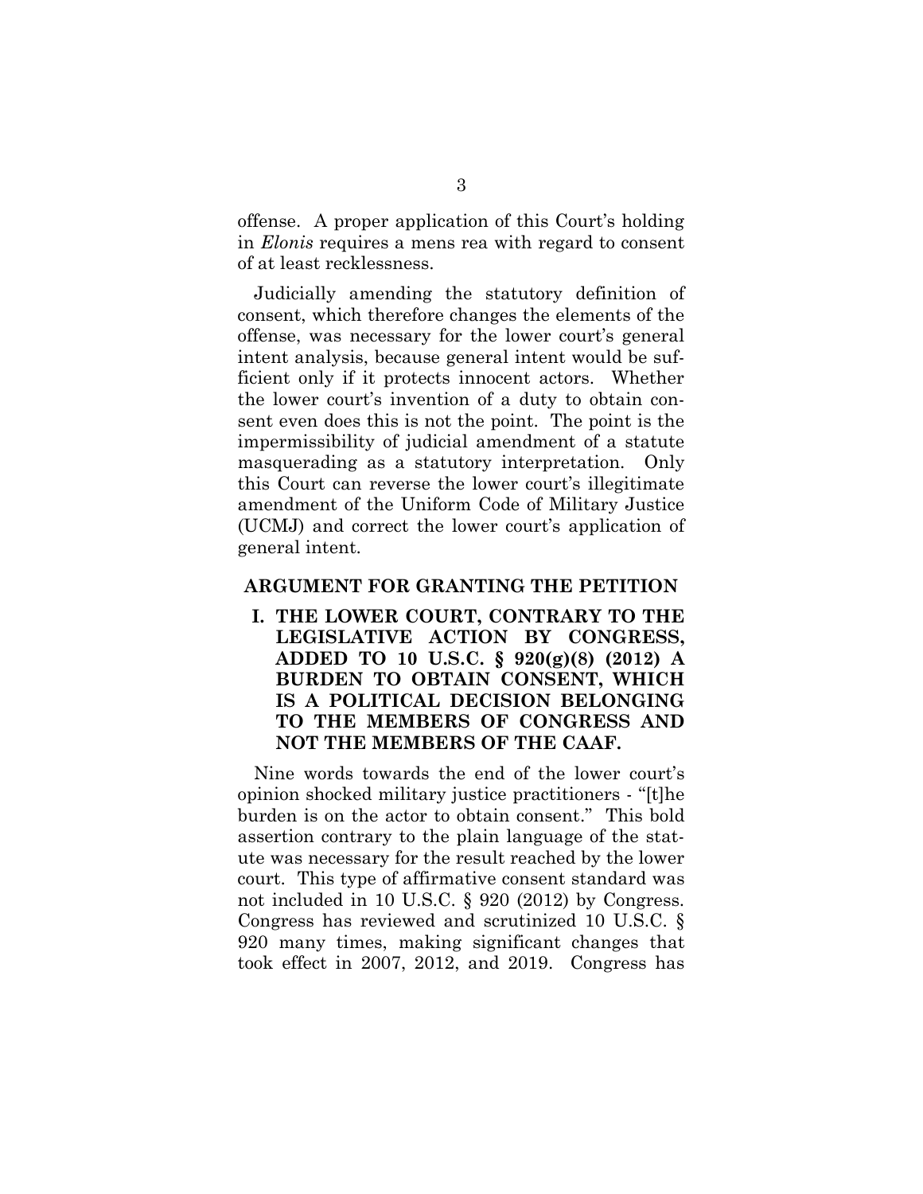offense. A proper application of this Court's holding in *Elonis* requires a mens rea with regard to consent of at least recklessness.

Judicially amending the statutory definition of consent, which therefore changes the elements of the offense, was necessary for the lower court's general intent analysis, because general intent would be sufficient only if it protects innocent actors. Whether the lower court's invention of a duty to obtain consent even does this is not the point. The point is the impermissibility of judicial amendment of a statute masquerading as a statutory interpretation. Only this Court can reverse the lower court's illegitimate amendment of the Uniform Code of Military Justice (UCMJ) and correct the lower court's application of general intent.

## ARGUMENT FOR GRANTING THE PETITION

### I. THE LOWER COURT, CONTRARY TO THE LEGISLATIVE ACTION BY CONGRESS, ADDED TO 10 U.S.C. § 920(g)(8) (2012) A BURDEN TO OBTAIN CONSENT, WHICH IS A POLITICAL DECISION BELONGING TO THE MEMBERS OF CONGRESS AND NOT THE MEMBERS OF THE CAAF.

Nine words towards the end of the lower court's opinion shocked military justice practitioners - "[t]he burden is on the actor to obtain consent." This bold assertion contrary to the plain language of the statute was necessary for the result reached by the lower court. This type of affirmative consent standard was not included in 10 U.S.C. § 920 (2012) by Congress. Congress has reviewed and scrutinized 10 U.S.C. § 920 many times, making significant changes that took effect in 2007, 2012, and 2019. Congress has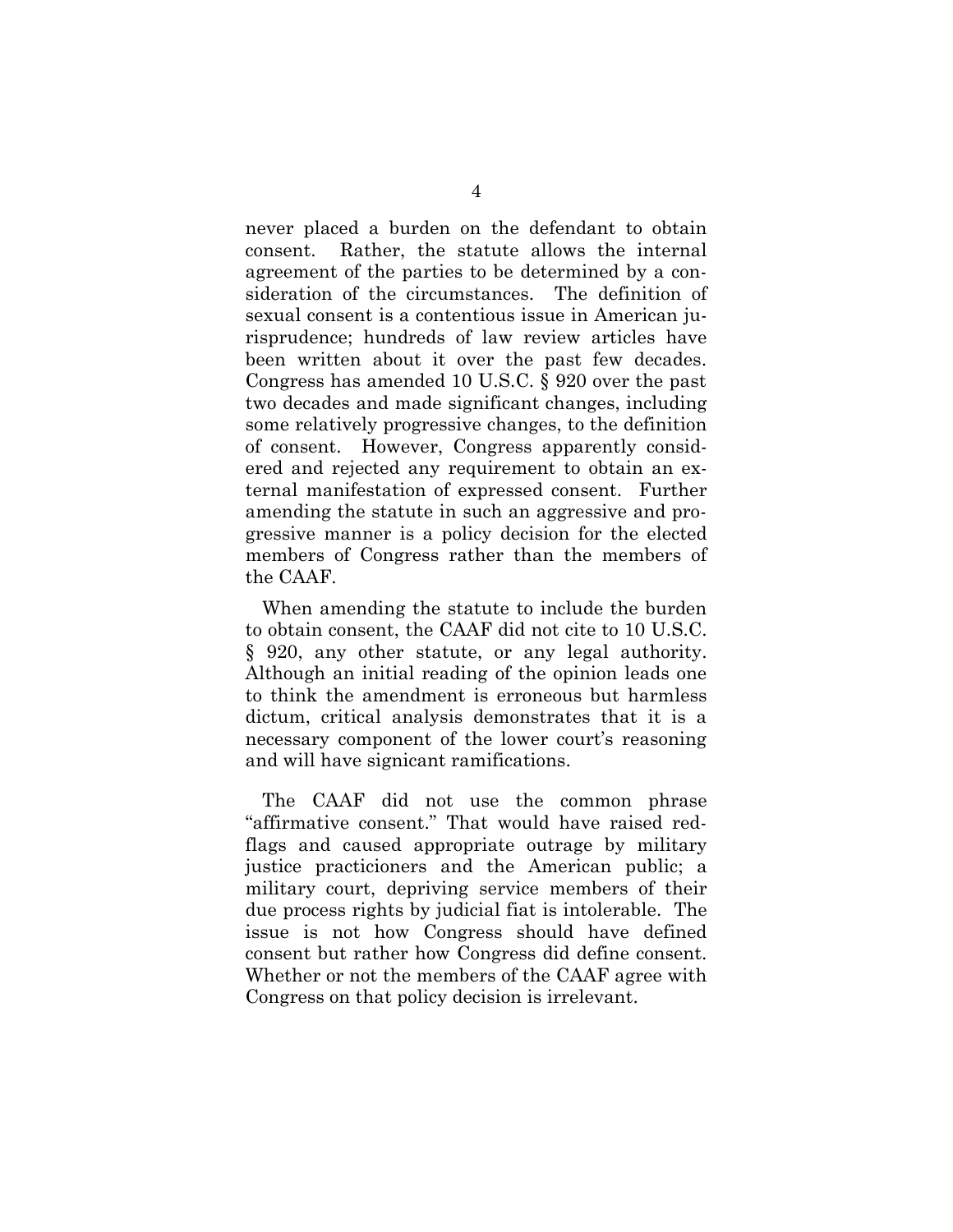never placed a burden on the defendant to obtain consent. Rather, the statute allows the internal agreement of the parties to be determined by a consideration of the circumstances. The definition of sexual consent is a contentious issue in American jurisprudence; hundreds of law review articles have been written about it over the past few decades. Congress has amended 10 U.S.C. § 920 over the past two decades and made significant changes, including some relatively progressive changes, to the definition of consent. However, Congress apparently considered and rejected any requirement to obtain an external manifestation of expressed consent. Further amending the statute in such an aggressive and progressive manner is a policy decision for the elected members of Congress rather than the members of the CAAF.

When amending the statute to include the burden to obtain consent, the CAAF did not cite to 10 U.S.C. § 920, any other statute, or any legal authority. Although an initial reading of the opinion leads one to think the amendment is erroneous but harmless dictum, critical analysis demonstrates that it is a necessary component of the lower court's reasoning and will have signicant ramifications.

The CAAF did not use the common phrase "affirmative consent." That would have raised red-flags and caused appropriate outrage by military justice practicioners and the American public; a military court, depriving service members of their due process rights by judicial fiat is intolerable. The issue is not how Congress should have defined consent but rather how Congress did define consent. Whether or not the members of the CAAF agree with Congress on that policy decision is irrelevant.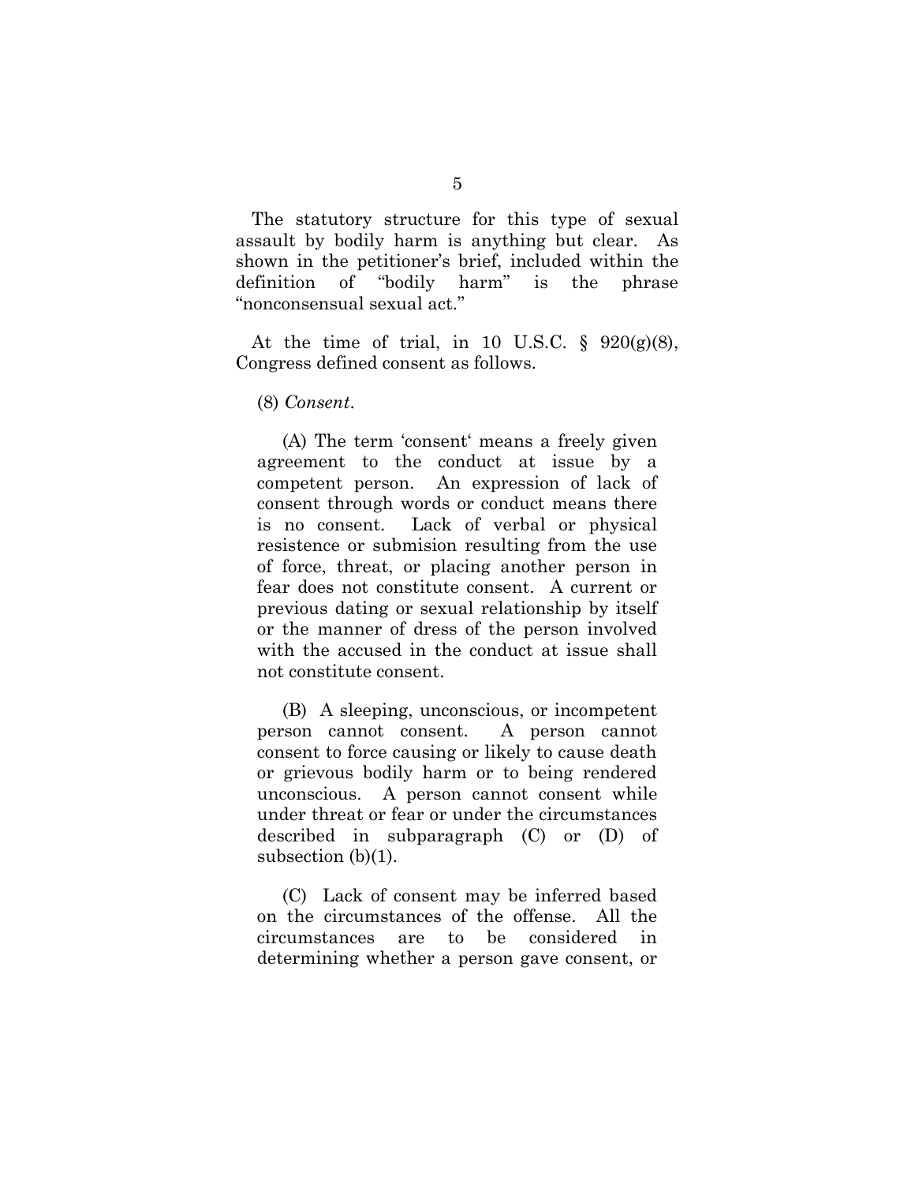The statutory structure for this type of sexual assault by bodily harm is anything but clear. As shown in the petitioner's brief, included within the definition of "bodily harm" is the phrase "nonconsensual sexual act."

At the time of trial, in 10 U.S.C. § 920(g)(8), Congress defined consent as follows.

> (8) *Consent*.
>
> (A) The term 'consent' means a freely given agreement to the conduct at issue by a competent person. An expression of lack of consent through words or conduct means there is no consent. Lack of verbal or physical resistence or submision resulting from the use of force, threat, or placing another person in fear does not constitute consent. A current or previous dating or sexual relationship by itself or the manner of dress of the person involved with the accused in the conduct at issue shall not constitute consent.
>
> (B) A sleeping, unconscious, or incompetent person cannot consent. A person cannot consent to force causing or likely to cause death or grievous bodily harm or to being rendered unconscious. A person cannot consent while under threat or fear or under the circumstances described in subparagraph (C) or (D) of subsection (b)(1).
>
> (C) Lack of consent may be inferred based on the circumstances of the offense. All the circumstances are to be considered in determining whether a person gave consent, or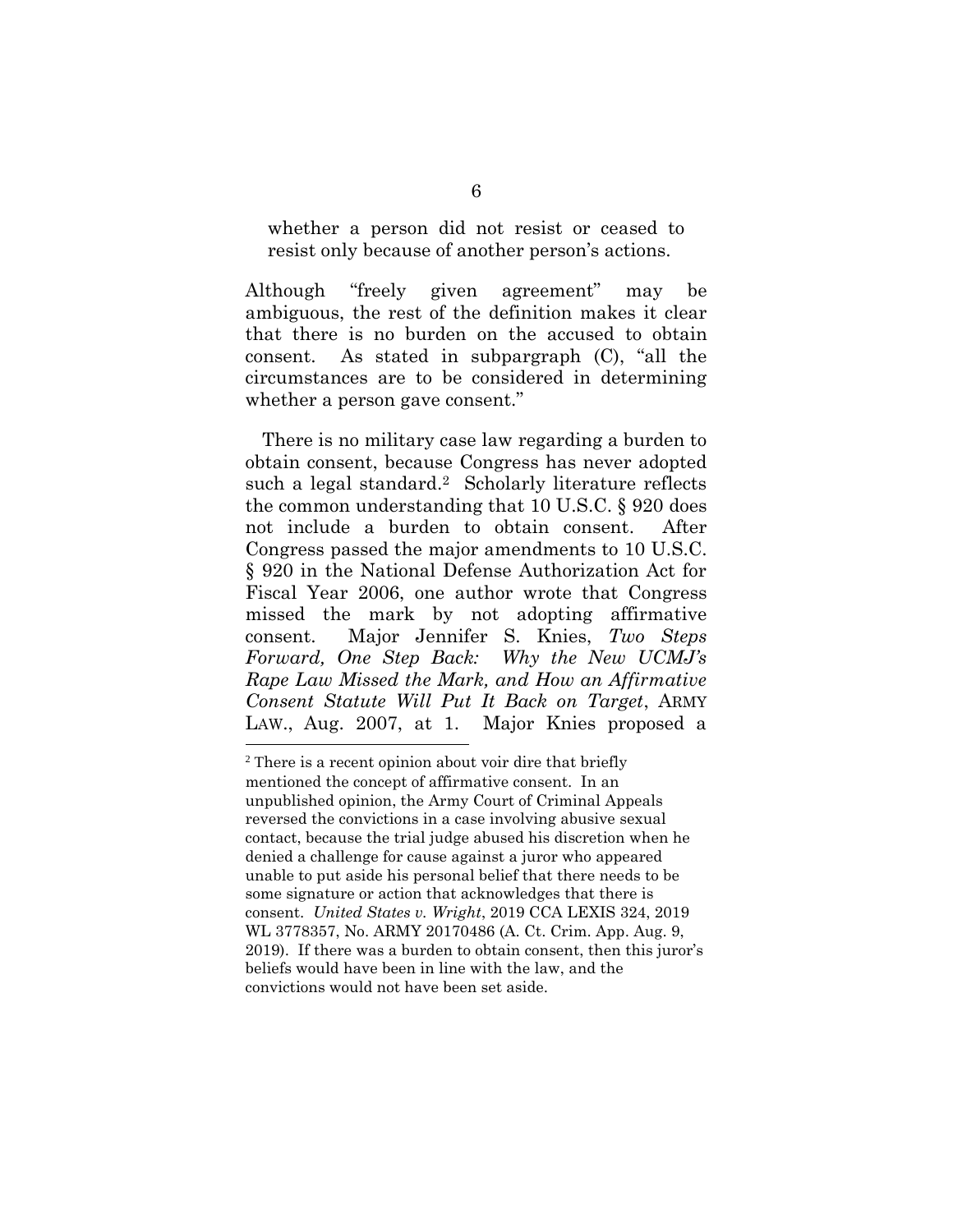whether a person did not resist or ceased to resist only because of another person's actions.

Although "freely given agreement" may be ambiguous, the rest of the definition makes it clear that there is no burden on the accused to obtain consent. As stated in subpargraph (C), "all the circumstances are to be considered in determining whether a person gave consent."

There is no military case law regarding a burden to obtain consent, because Congress has never adopted such a legal standard.[2] Scholarly literature reflects the common understanding that 10 U.S.C. § 920 does not include a burden to obtain consent. After Congress passed the major amendments to 10 U.S.C. § 920 in the National Defense Authorization Act for Fiscal Year 2006, one author wrote that Congress missed the mark by not adopting affirmative consent. Major Jennifer S. Knies, *Two Steps Forward, One Step Back: Why the New UCMJ's Rape Law Missed the Mark, and How an Affirmative Consent Statute Will Put It Back on Target*, ARMY LAW., Aug. 2007, at 1. Major Knies proposed a

[2] There is a recent opinion about voir dire that briefly mentioned the concept of affirmative consent. In an unpublished opinion, the Army Court of Criminal Appeals reversed the convictions in a case involving abusive sexual contact, because the trial judge abused his discretion when he denied a challenge for cause against a juror who appeared unable to put aside his personal belief that there needs to be some signature or action that acknowledges that there is consent. *United States v. Wright*, 2019 CCA LEXIS 324, 2019 WL 3778357, No. ARMY 20170486 (A. Ct. Crim. App. Aug. 9, 2019). If there was a burden to obtain consent, then this juror's beliefs would have been in line with the law, and the convictions would not have been set aside.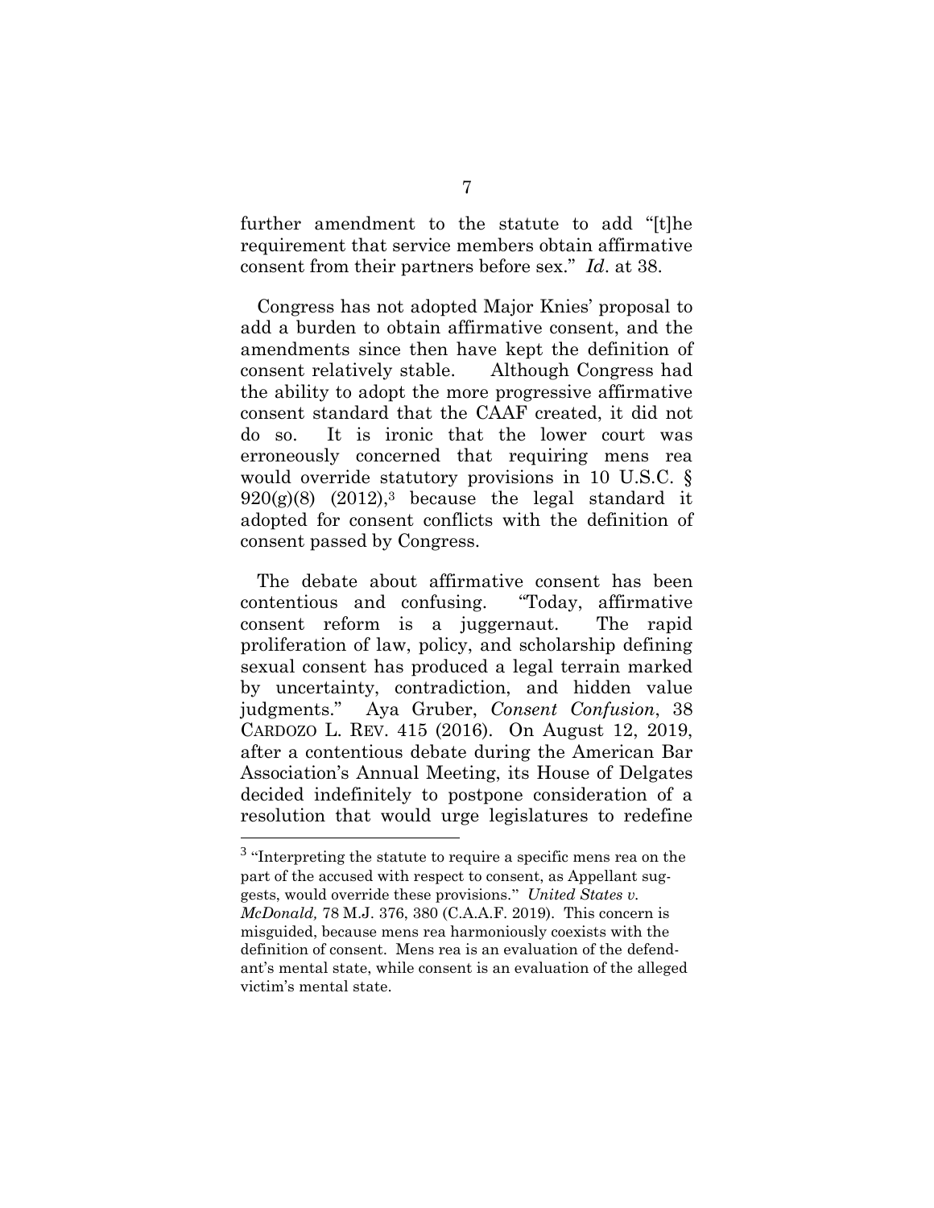further amendment to the statute to add "[t]he requirement that service members obtain affirmative consent from their partners before sex." *Id*. at 38.

Congress has not adopted Major Knies' proposal to add a burden to obtain affirmative consent, and the amendments since then have kept the definition of consent relatively stable. Although Congress had the ability to adopt the more progressive affirmative consent standard that the CAAF created, it did not do so. It is ironic that the lower court was erroneously concerned that requiring mens rea would override statutory provisions in 10 U.S.C. § 920(g)(8) (2012),[3] because the legal standard it adopted for consent conflicts with the definition of consent passed by Congress.

The debate about affirmative consent has been contentious and confusing. "Today, affirmative consent reform is a juggernaut. The rapid proliferation of law, policy, and scholarship defining sexual consent has produced a legal terrain marked by uncertainty, contradiction, and hidden value judgments." Aya Gruber, *Consent Confusion*, 38 CARDOZO L. REV. 415 (2016). On August 12, 2019, after a contentious debate during the American Bar Association's Annual Meeting, its House of Delgates decided indefinitely to postpone consideration of a resolution that would urge legislatures to redefine

---

[3] "Interpreting the statute to require a specific mens rea on the part of the accused with respect to consent, as Appellant suggests, would override these provisions." *United States v. McDonald,* 78 M.J. 376, 380 (C.A.A.F. 2019). This concern is misguided, because mens rea harmoniously coexists with the definition of consent. Mens rea is an evaluation of the defendant's mental state, while consent is an evaluation of the alleged victim's mental state.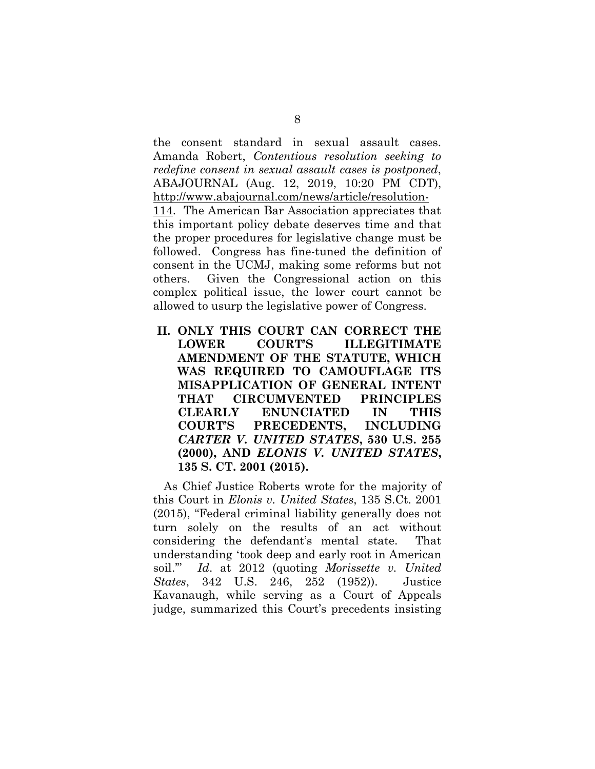the consent standard in sexual assault cases. Amanda Robert, *Contentious resolution seeking to redefine consent in sexual assault cases is postponed*, ABAJOURNAL (Aug. 12, 2019, 10:20 PM CDT), http://www.abajournal.com/news/article/resolution-114. The American Bar Association appreciates that this important policy debate deserves time and that the proper procedures for legislative change must be followed. Congress has fine-tuned the definition of consent in the UCMJ, making some reforms but not others. Given the Congressional action on this complex political issue, the lower court cannot be allowed to usurp the legislative power of Congress.

## II. ONLY THIS COURT CAN CORRECT THE LOWER COURT'S ILLEGITIMATE AMENDMENT OF THE STATUTE, WHICH WAS REQUIRED TO CAMOUFLAGE ITS MISAPPLICATION OF GENERAL INTENT THAT CIRCUMVENTED PRINCIPLES CLEARLY ENUNCIATED IN THIS COURT'S PRECEDENTS, INCLUDING *CARTER V. UNITED STATES*, 530 U.S. 255 (2000), AND *ELONIS V. UNITED STATES*, 135 S. CT. 2001 (2015).

As Chief Justice Roberts wrote for the majority of this Court in *Elonis v. United States*, 135 S.Ct. 2001 (2015), "Federal criminal liability generally does not turn solely on the results of an act without considering the defendant's mental state. That understanding 'took deep and early root in American soil.'" *Id*. at 2012 (quoting *Morissette v. United States*, 342 U.S. 246, 252 (1952)). Justice Kavanaugh, while serving as a Court of Appeals judge, summarized this Court's precedents insisting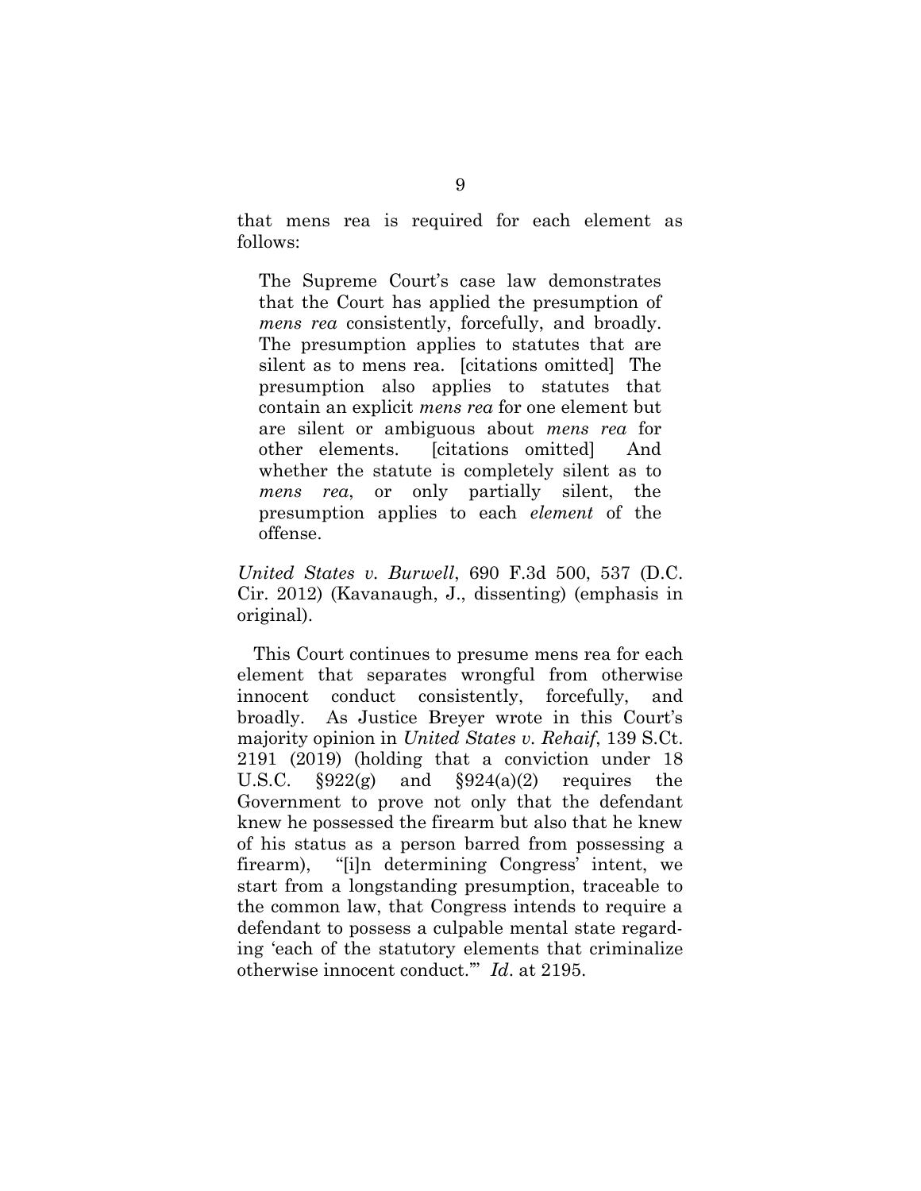that mens rea is required for each element as follows:

> The Supreme Court's case law demonstrates that the Court has applied the presumption of *mens rea* consistently, forcefully, and broadly. The presumption applies to statutes that are silent as to mens rea. [citations omitted] The presumption also applies to statutes that contain an explicit *mens rea* for one element but are silent or ambiguous about *mens rea* for other elements. [citations omitted] And whether the statute is completely silent as to *mens rea*, or only partially silent, the presumption applies to each *element* of the offense.

*United States v. Burwell*, 690 F.3d 500, 537 (D.C. Cir. 2012) (Kavanaugh, J., dissenting) (emphasis in original).

This Court continues to presume mens rea for each element that separates wrongful from otherwise innocent conduct consistently, forcefully, and broadly. As Justice Breyer wrote in this Court's majority opinion in *United States v. Rehaif*, 139 S.Ct. 2191 (2019) (holding that a conviction under 18 U.S.C. §922(g) and §924(a)(2) requires the Government to prove not only that the defendant knew he possessed the firearm but also that he knew of his status as a person barred from possessing a firearm), "[i]n determining Congress' intent, we start from a longstanding presumption, traceable to the common law, that Congress intends to require a defendant to possess a culpable mental state regarding 'each of the statutory elements that criminalize otherwise innocent conduct.'" *Id*. at 2195.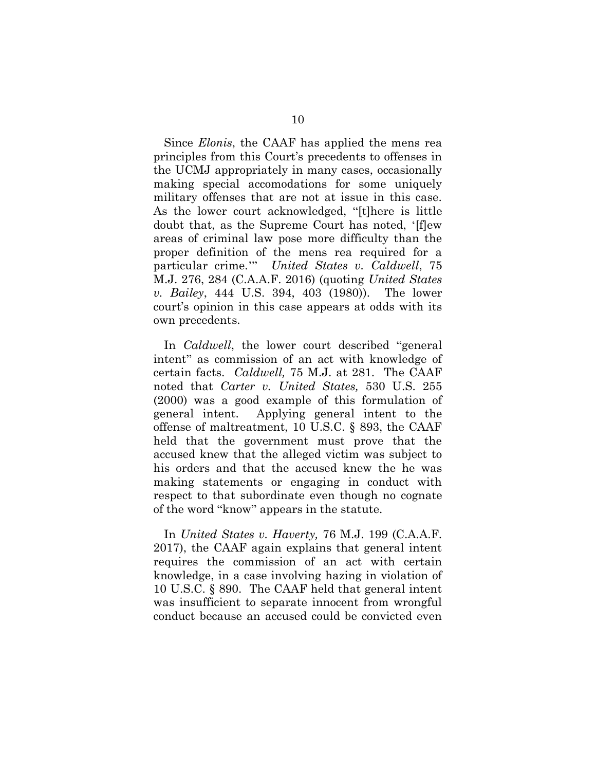Since *Elonis*, the CAAF has applied the mens rea principles from this Court's precedents to offenses in the UCMJ appropriately in many cases, occasionally making special accomodations for some uniquely military offenses that are not at issue in this case. As the lower court acknowledged, "[t]here is little doubt that, as the Supreme Court has noted, '[f]ew areas of criminal law pose more difficulty than the proper definition of the mens rea required for a particular crime.'" *United States v. Caldwell*, 75 M.J. 276, 284 (C.A.A.F. 2016) (quoting *United States v. Bailey*, 444 U.S. 394, 403 (1980)). The lower court's opinion in this case appears at odds with its own precedents.

In *Caldwell*, the lower court described "general intent" as commission of an act with knowledge of certain facts. *Caldwell,* 75 M.J. at 281. The CAAF noted that *Carter v. United States,* 530 U.S. 255 (2000) was a good example of this formulation of general intent. Applying general intent to the offense of maltreatment, 10 U.S.C. § 893, the CAAF held that the government must prove that the accused knew that the alleged victim was subject to his orders and that the accused knew the he was making statements or engaging in conduct with respect to that subordinate even though no cognate of the word "know" appears in the statute.

In *United States v. Haverty,* 76 M.J. 199 (C.A.A.F. 2017), the CAAF again explains that general intent requires the commission of an act with certain knowledge, in a case involving hazing in violation of 10 U.S.C. § 890. The CAAF held that general intent was insufficient to separate innocent from wrongful conduct because an accused could be convicted even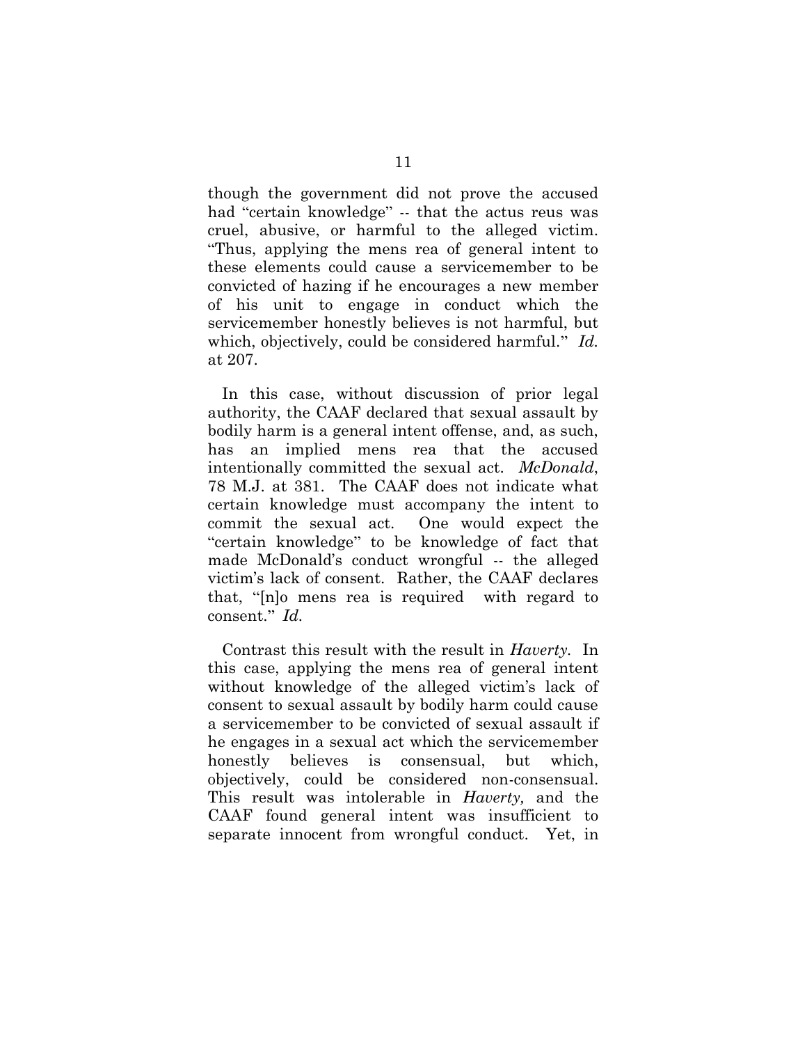though the government did not prove the accused had "certain knowledge" -- that the actus reus was cruel, abusive, or harmful to the alleged victim. "Thus, applying the mens rea of general intent to these elements could cause a servicemember to be convicted of hazing if he encourages a new member of his unit to engage in conduct which the servicemember honestly believes is not harmful, but which, objectively, could be considered harmful." *Id.* at 207.

In this case, without discussion of prior legal authority, the CAAF declared that sexual assault by bodily harm is a general intent offense, and, as such, has an implied mens rea that the accused intentionally committed the sexual act. *McDonald*, 78 M.J. at 381. The CAAF does not indicate what certain knowledge must accompany the intent to commit the sexual act. One would expect the "certain knowledge" to be knowledge of fact that made McDonald's conduct wrongful -- the alleged victim's lack of consent. Rather, the CAAF declares that, "[n]o mens rea is required with regard to consent." *Id.*

Contrast this result with the result in *Haverty.* In this case, applying the mens rea of general intent without knowledge of the alleged victim's lack of consent to sexual assault by bodily harm could cause a servicemember to be convicted of sexual assault if he engages in a sexual act which the servicemember honestly believes is consensual, but which, objectively, could be considered non-consensual. This result was intolerable in *Haverty,* and the CAAF found general intent was insufficient to separate innocent from wrongful conduct. Yet, in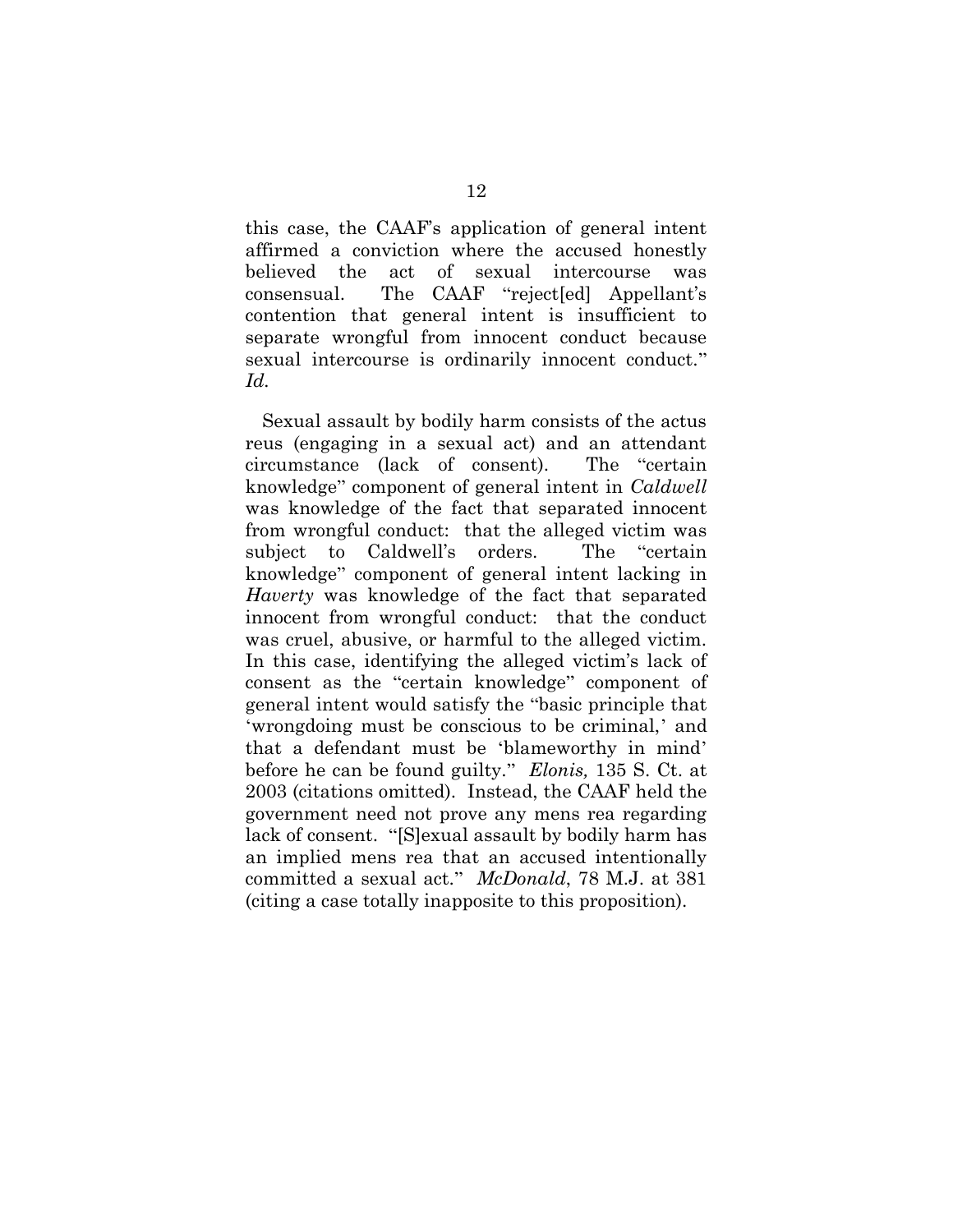this case, the CAAF's application of general intent affirmed a conviction where the accused honestly believed the act of sexual intercourse was consensual. The CAAF "reject[ed] Appellant's contention that general intent is insufficient to separate wrongful from innocent conduct because sexual intercourse is ordinarily innocent conduct." *Id.*

Sexual assault by bodily harm consists of the actus reus (engaging in a sexual act) and an attendant circumstance (lack of consent). The "certain knowledge" component of general intent in *Caldwell* was knowledge of the fact that separated innocent from wrongful conduct: that the alleged victim was subject to Caldwell's orders. The "certain knowledge" component of general intent lacking in *Haverty* was knowledge of the fact that separated innocent from wrongful conduct: that the conduct was cruel, abusive, or harmful to the alleged victim. In this case, identifying the alleged victim's lack of consent as the "certain knowledge" component of general intent would satisfy the "basic principle that 'wrongdoing must be conscious to be criminal,' and that a defendant must be 'blameworthy in mind' before he can be found guilty." *Elonis,* 135 S. Ct. at 2003 (citations omitted). Instead, the CAAF held the government need not prove any mens rea regarding lack of consent. "[S]exual assault by bodily harm has an implied mens rea that an accused intentionally committed a sexual act." *McDonald*, 78 M.J. at 381 (citing a case totally inapposite to this proposition).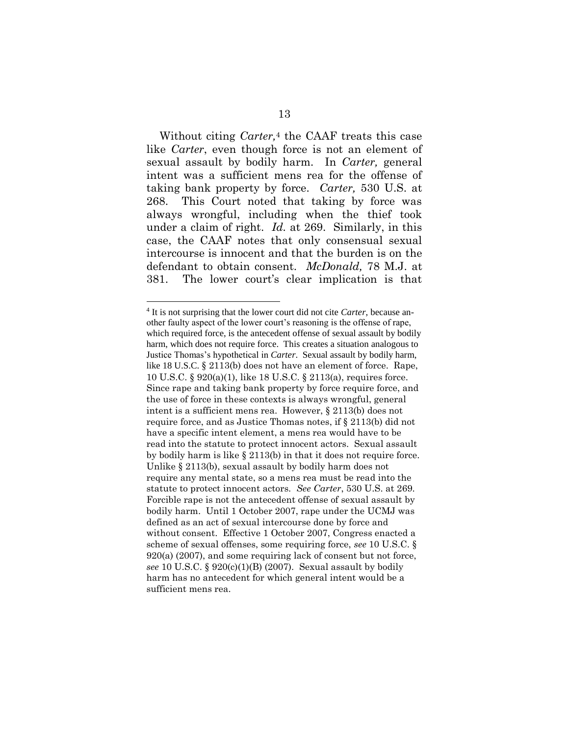Without citing *Carter,*[4] the CAAF treats this case like *Carter*, even though force is not an element of sexual assault by bodily harm. In *Carter,* general intent was a sufficient mens rea for the offense of taking bank property by force. *Carter,* 530 U.S. at 268. This Court noted that taking by force was always wrongful, including when the thief took under a claim of right. *Id.* at 269. Similarly, in this case, the CAAF notes that only consensual sexual intercourse is innocent and that the burden is on the defendant to obtain consent. *McDonald,* 78 M.J. at 381. The lower court's clear implication is that

---

[4] It is not surprising that the lower court did not cite *Carter*, because another faulty aspect of the lower court's reasoning is the offense of rape, which required force, is the antecedent offense of sexual assault by bodily harm, which does not require force. This creates a situation analogous to Justice Thomas's hypothetical in *Carter*. Sexual assault by bodily harm, like 18 U.S.C. § 2113(b) does not have an element of force. Rape, 10 U.S.C. § 920(a)(1), like 18 U.S.C. § 2113(a), requires force. Since rape and taking bank property by force require force, and the use of force in these contexts is always wrongful, general intent is a sufficient mens rea. However, § 2113(b) does not require force, and as Justice Thomas notes, if § 2113(b) did not have a specific intent element, a mens rea would have to be read into the statute to protect innocent actors. Sexual assault by bodily harm is like § 2113(b) in that it does not require force. Unlike § 2113(b), sexual assault by bodily harm does not require any mental state, so a mens rea must be read into the statute to protect innocent actors. *See Carter*, 530 U.S. at 269. Forcible rape is not the antecedent offense of sexual assault by bodily harm. Until 1 October 2007, rape under the UCMJ was defined as an act of sexual intercourse done by force and without consent. Effective 1 October 2007, Congress enacted a scheme of sexual offenses, some requiring force, *see* 10 U.S.C. § 920(a) (2007), and some requiring lack of consent but not force, *see* 10 U.S.C. § 920(c)(1)(B) (2007). Sexual assault by bodily harm has no antecedent for which general intent would be a sufficient mens rea.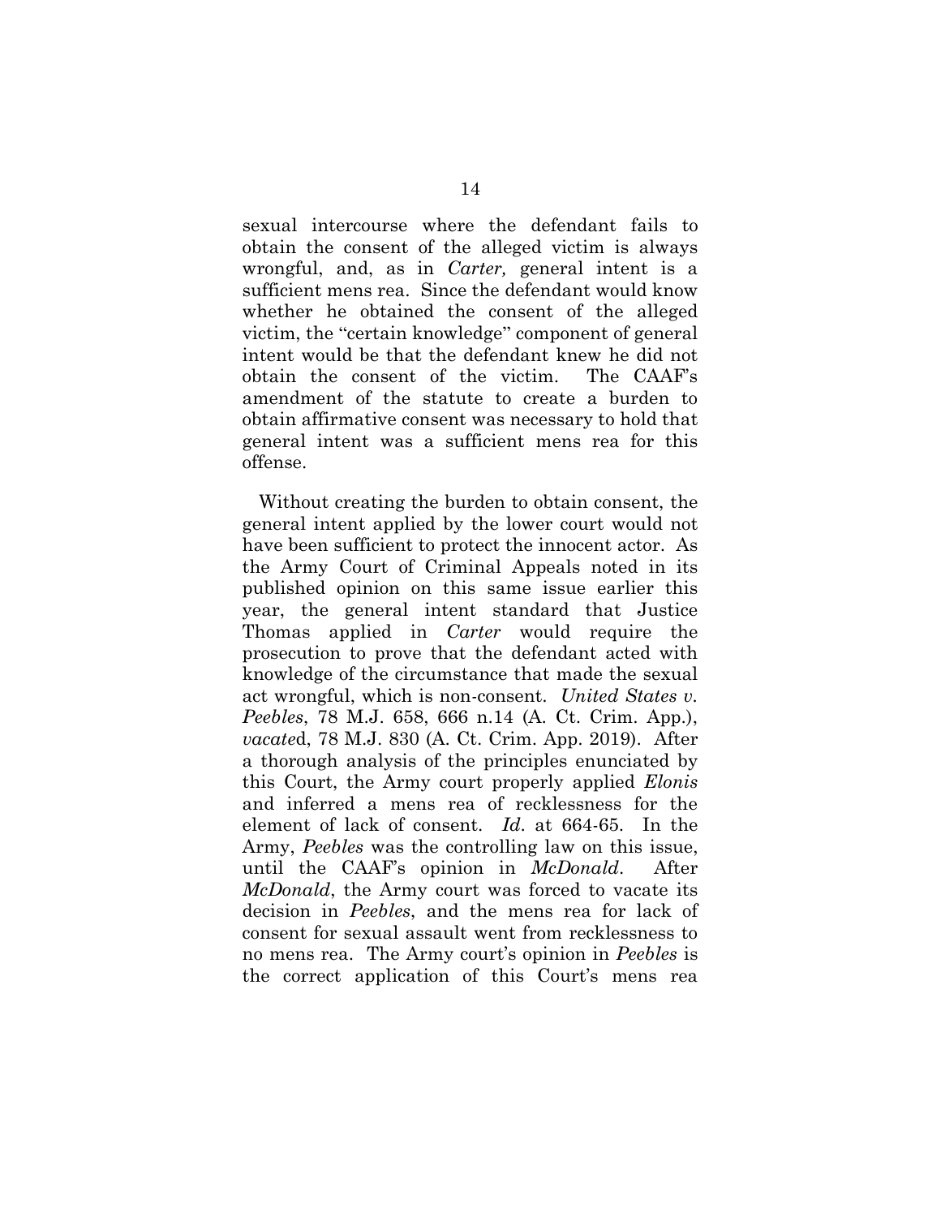sexual intercourse where the defendant fails to obtain the consent of the alleged victim is always wrongful, and, as in *Carter,* general intent is a sufficient mens rea. Since the defendant would know whether he obtained the consent of the alleged victim, the "certain knowledge" component of general intent would be that the defendant knew he did not obtain the consent of the victim. The CAAF's amendment of the statute to create a burden to obtain affirmative consent was necessary to hold that general intent was a sufficient mens rea for this offense.

Without creating the burden to obtain consent, the general intent applied by the lower court would not have been sufficient to protect the innocent actor. As the Army Court of Criminal Appeals noted in its published opinion on this same issue earlier this year, the general intent standard that Justice Thomas applied in *Carter* would require the prosecution to prove that the defendant acted with knowledge of the circumstance that made the sexual act wrongful, which is non-consent. *United States v. Peebles*, 78 M.J. 658, 666 n.14 (A. Ct. Crim. App.), *vacate*d, 78 M.J. 830 (A. Ct. Crim. App. 2019). After a thorough analysis of the principles enunciated by this Court, the Army court properly applied *Elonis* and inferred a mens rea of recklessness for the element of lack of consent. *Id*. at 664-65. In the Army, *Peebles* was the controlling law on this issue, until the CAAF's opinion in *McDonald*. After *McDonald*, the Army court was forced to vacate its decision in *Peebles*, and the mens rea for lack of consent for sexual assault went from recklessness to no mens rea. The Army court's opinion in *Peebles* is the correct application of this Court's mens rea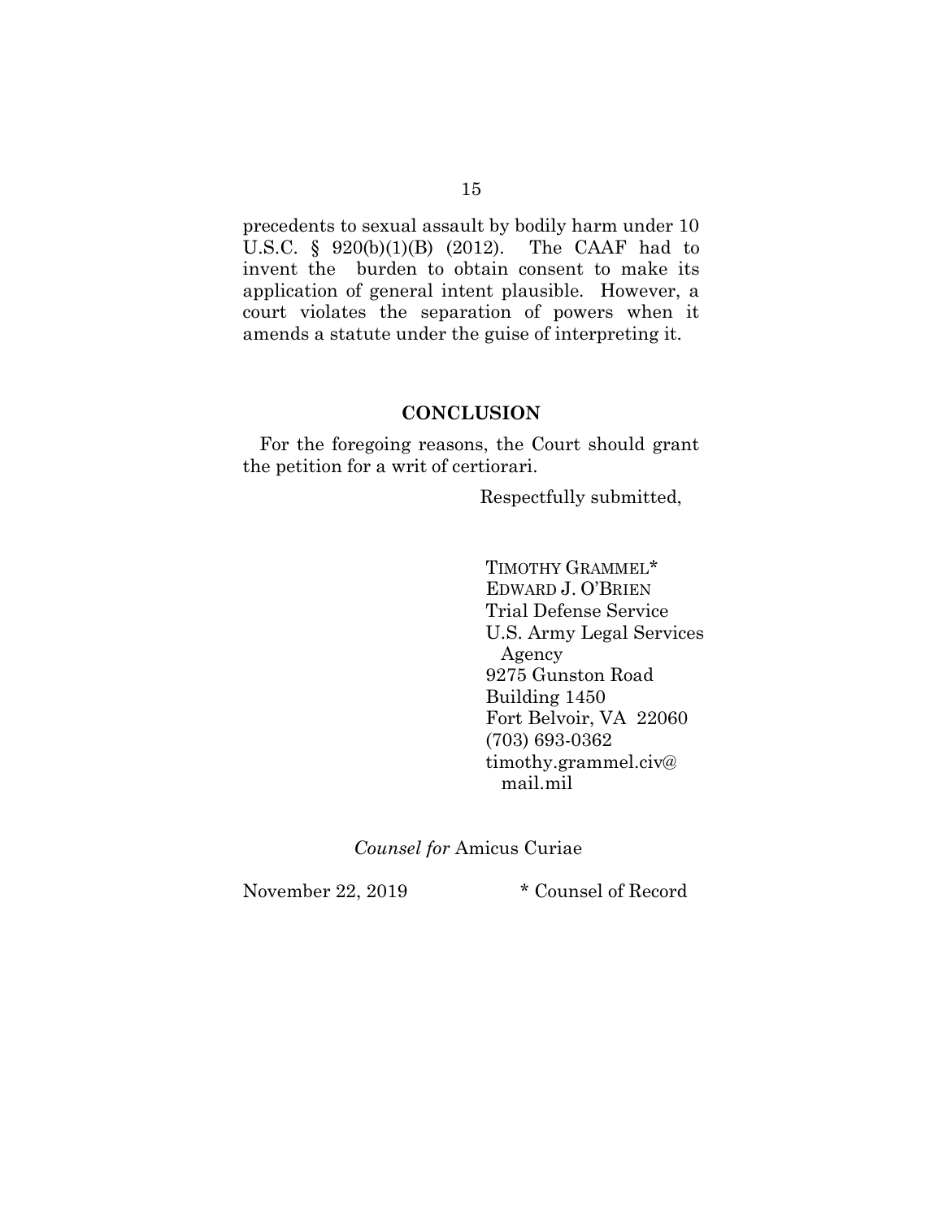precedents to sexual assault by bodily harm under 10 U.S.C. § 920(b)(1)(B) (2012). The CAAF had to invent the burden to obtain consent to make its application of general intent plausible. However, a court violates the separation of powers when it amends a statute under the guise of interpreting it.

## CONCLUSION

For the foregoing reasons, the Court should grant the petition for a writ of certiorari.

Respectfully submitted,

TIMOTHY GRAMMEL*
EDWARD J. O'BRIEN
Trial Defense Service
U.S. Army Legal Services Agency
9275 Gunston Road
Building 1450
Fort Belvoir, VA 22060
(703) 693-0362
timothy.grammel.civ@mail.mil

*Counsel for* Amicus Curiae

November 22, 2019

\* Counsel of Record